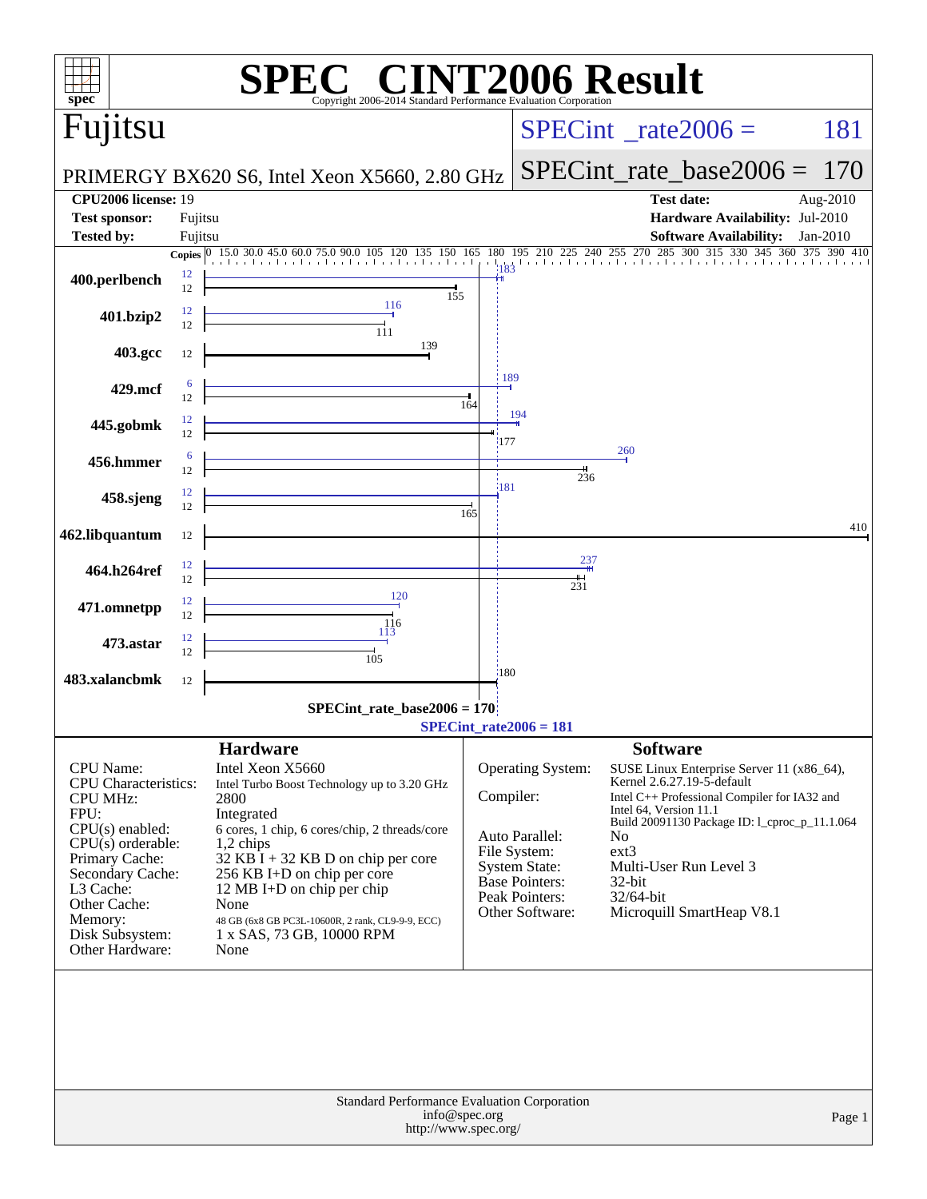# SPEC CINT2006 Result

Copyright 2006-2014 Standard Performance Evaluation Corporation

## Fujitsu

PRIMERGY BX620 S6, Intel Xeon X5660, 2.80 GHz

SPECint_rate2006 = 181

SPECint_rate_base2006 = 170

| | | | |
|---|---|---|---|
| **CPU2006 license:** | 19 | **Test date:** | Aug-2010 |
| **Test sponsor:** | Fujitsu | **Hardware Availability:** | Jul-2010 |
| **Tested by:** | Fujitsu | **Software Availability:** | Jan-2010 |

| Benchmark | Copies (peak) | Peak | Copies (base) | Base |
|---|---|---|---|---|
| 400.perlbench | 12 | 183 | 12 | 155 |
| 401.bzip2 | 12 | 116 | 12 | 111 |
| 403.gcc | | | 12 | 139 |
| 429.mcf | 6 | 189 | 12 | 164 |
| 445.gobmk | 12 | 194 | 12 | 177 |
| 456.hmmer | 6 | 260 | 12 | 236 |
| 458.sjeng | 12 | 181 | 12 | 165 |
| 462.libquantum | | | 12 | 410 |
| 464.h264ref | 12 | 237 | 12 | 231 |
| 471.omnetpp | 12 | 120 | 12 | 116 |
| 473.astar | 12 | 113 | 12 | 105 |
| 483.xalancbmk | | | 12 | 180 |

SPECint_rate_base2006 = 170

SPECint_rate2006 = 181

### Hardware

| | |
|---|---|
| CPU Name: | Intel Xeon X5660 |
| CPU Characteristics: | Intel Turbo Boost Technology up to 3.20 GHz |
| CPU MHz: | 2800 |
| FPU: | Integrated |
| CPU(s) enabled: | 6 cores, 1 chip, 6 cores/chip, 2 threads/core |
| CPU(s) orderable: | 1,2 chips |
| Primary Cache: | 32 KB I + 32 KB D on chip per core |
| Secondary Cache: | 256 KB I+D on chip per core |
| L3 Cache: | 12 MB I+D on chip per chip |
| Other Cache: | None |
| Memory: | 48 GB (6x8 GB PC3L-10600R, 2 rank, CL9-9-9, ECC) |
| Disk Subsystem: | 1 x SAS, 73 GB, 10000 RPM |
| Other Hardware: | None |

### Software

| | |
|---|---|
| Operating System: | SUSE Linux Enterprise Server 11 (x86_64), Kernel 2.6.27.19-5-default |
| Compiler: | Intel C++ Professional Compiler for IA32 and Intel 64, Version 11.1 Build 20091130 Package ID: l_cproc_p_11.1.064 |
| Auto Parallel: | No |
| File System: | ext3 |
| System State: | Multi-User Run Level 3 |
| Base Pointers: | 32-bit |
| Peak Pointers: | 32/64-bit |
| Other Software: | Microquill SmartHeap V8.1 |

Standard Performance Evaluation Corporation
info@spec.org
http://www.spec.org/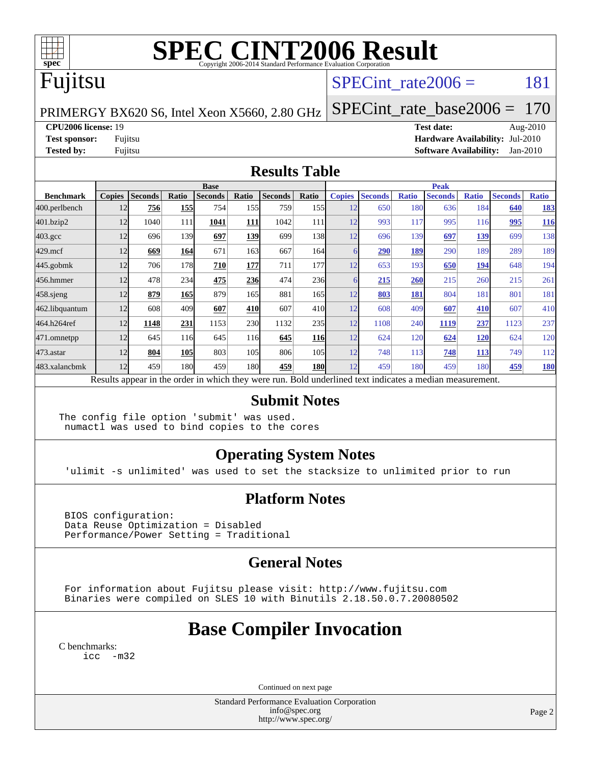# SPEC CINT2006 Result

Copyright 2006-2014 Standard Performance Evaluation Corporation

## Fujitsu

PRIMERGY BX620 S6, Intel Xeon X5660, 2.80 GHz

SPECint_rate2006 = 181

SPECint_rate_base2006 = 170

**CPU2006 license:** 19

**Test sponsor:** Fujitsu

**Tested by:** Fujitsu

**Test date:** Aug-2010

**Hardware Availability:** Jul-2010

**Software Availability:** Jan-2010

## Results Table

| Benchmark | Base | | | | | | | Peak | | | | | | |
|---|---|---|---|---|---|---|---|---|---|---|---|---|---|---|
| | Copies | Seconds | Ratio | Seconds | Ratio | Seconds | Ratio | Copies | Seconds | Ratio | Seconds | Ratio | Seconds | Ratio |
| 400.perlbench | 12 | **756** | **155** | 754 | 155 | 759 | 155 | 12 | 650 | 180 | 636 | 184 | **640** | **183** |
| 401.bzip2 | 12 | 1040 | 111 | **1041** | **111** | 1042 | 111 | 12 | 993 | 117 | 995 | 116 | **995** | **116** |
| 403.gcc | 12 | 696 | 139 | **697** | **139** | 699 | 138 | 12 | 696 | 139 | **697** | **139** | 699 | 138 |
| 429.mcf | 12 | **669** | **164** | 671 | 163 | 667 | 164 | 6 | **290** | **189** | 290 | 189 | 289 | 189 |
| 445.gobmk | 12 | 706 | 178 | **710** | **177** | 711 | 177 | 12 | 653 | 193 | **650** | **194** | 648 | 194 |
| 456.hmmer | 12 | 478 | 234 | **475** | **236** | 474 | 236 | 6 | **215** | **260** | 215 | 260 | 215 | 261 |
| 458.sjeng | 12 | **879** | **165** | 879 | 165 | 881 | 165 | 12 | **803** | **181** | 804 | 181 | 801 | 181 |
| 462.libquantum | 12 | 608 | 409 | **607** | **410** | 607 | 410 | 12 | 608 | 409 | **607** | **410** | 607 | 410 |
| 464.h264ref | 12 | **1148** | **231** | 1153 | 230 | 1132 | 235 | 12 | 1108 | 240 | **1119** | **237** | 1123 | 237 |
| 471.omnetpp | 12 | 645 | 116 | 645 | 116 | **645** | **116** | 12 | 624 | 120 | **624** | **120** | 624 | 120 |
| 473.astar | 12 | **804** | **105** | 803 | 105 | 806 | 105 | 12 | 748 | 113 | **748** | **113** | 749 | 112 |
| 483.xalancbmk | 12 | 459 | 180 | 459 | 180 | **459** | **180** | 12 | 459 | 180 | 459 | 180 | **459** | **180** |

Results appear in the order in which they were run. Bold underlined text indicates a median measurement.

## Submit Notes

```
The config file option 'submit' was used.
 numactl was used to bind copies to the cores
```

## Operating System Notes

```
'ulimit -s unlimited' was used to set the stacksize to unlimited prior to run
```

## Platform Notes

```
BIOS configuration:
Data Reuse Optimization = Disabled
Performance/Power Setting = Traditional
```

## General Notes

```
For information about Fujitsu please visit: http://www.fujitsu.com
Binaries were compiled on SLES 10 with Binutils 2.18.50.0.7.20080502
```

## Base Compiler Invocation

C benchmarks:

```
icc  -m32
```

Continued on next page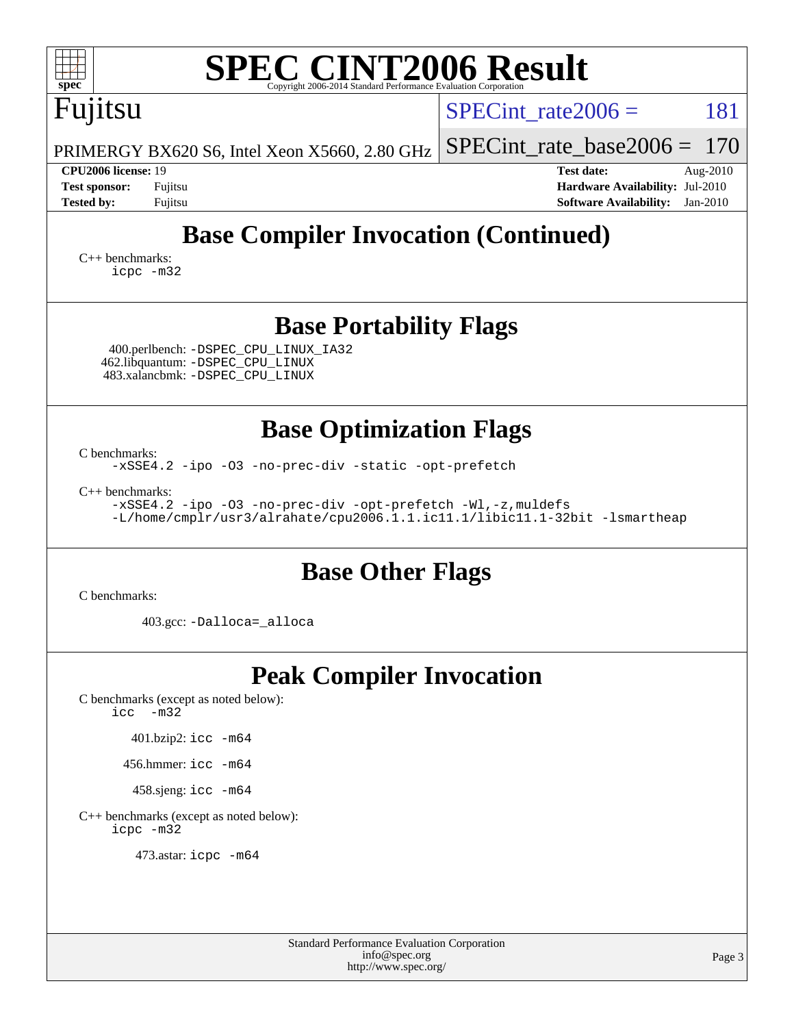# Fujitsu

PRIMERGY BX620 S6, Intel Xeon X5660, 2.80 GHz

SPECint_rate2006 = 181

SPECint_rate_base2006 = 170

**CPU2006 license:** 19
**Test sponsor:** Fujitsu
**Tested by:** Fujitsu

**Test date:** Aug-2010
**Hardware Availability:** Jul-2010
**Software Availability:** Jan-2010

## Base Compiler Invocation (Continued)

C++ benchmarks:
```
icpc -m32
```

## Base Portability Flags

400.perlbench: `-DSPEC_CPU_LINUX_IA32`
462.libquantum: `-DSPEC_CPU_LINUX`
483.xalancbmk: `-DSPEC_CPU_LINUX`

## Base Optimization Flags

C benchmarks:
```
-xSSE4.2 -ipo -O3 -no-prec-div -static -opt-prefetch
```

C++ benchmarks:
```
-xSSE4.2 -ipo -O3 -no-prec-div -opt-prefetch -Wl,-z,muldefs
-L/home/cmplr/usr3/alrahate/cpu2006.1.1.ic11.1/libic11.1-32bit -lsmartheap
```

## Base Other Flags

C benchmarks:

403.gcc: `-Dalloca=_alloca`

## Peak Compiler Invocation

C benchmarks (except as noted below):
```
icc  -m32
```

401.bzip2: `icc -m64`

456.hmmer: `icc -m64`

458.sjeng: `icc -m64`

C++ benchmarks (except as noted below):
```
icpc -m32
```

473.astar: `icpc -m64`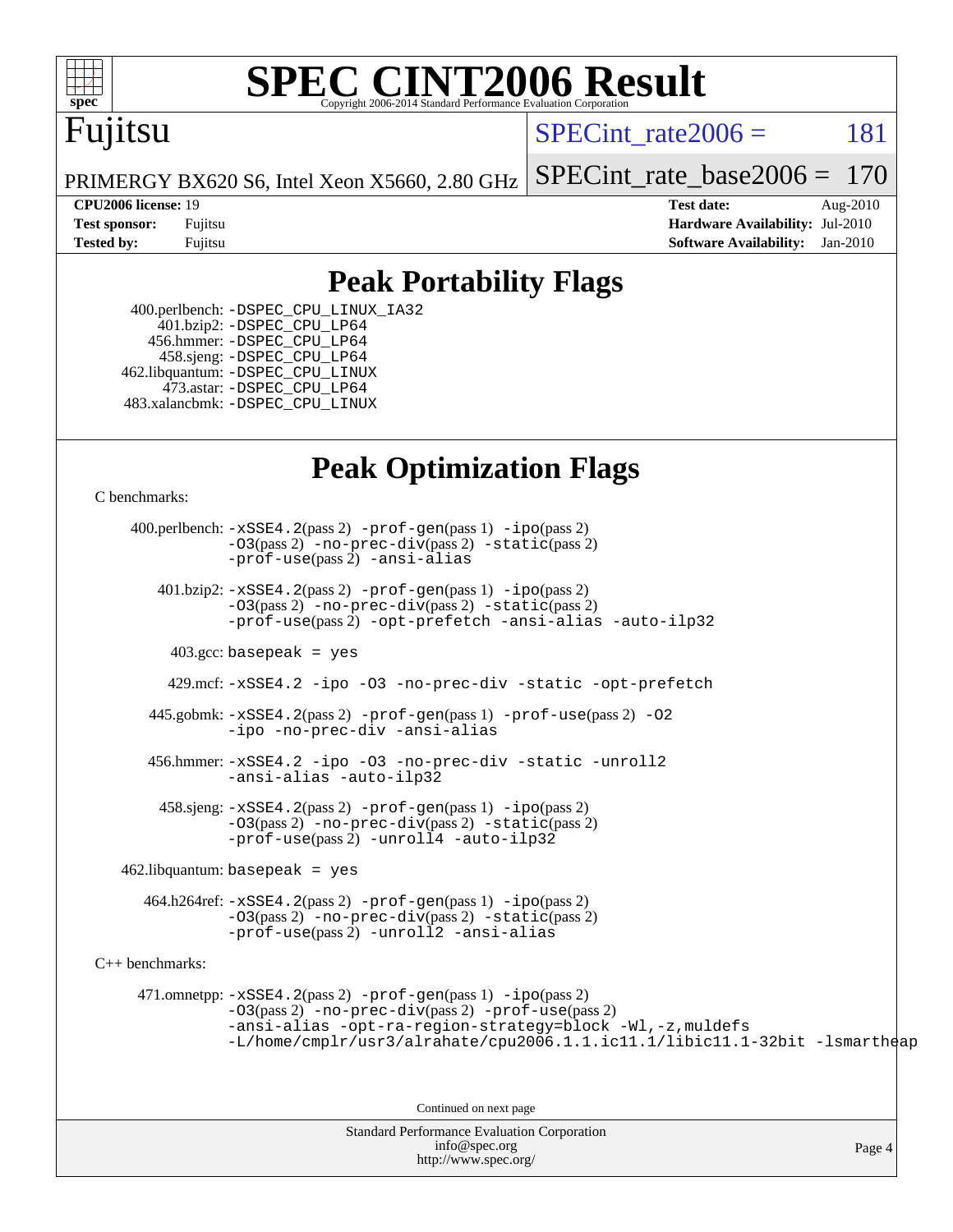# SPEC CINT2006 Result

Copyright 2006-2014 Standard Performance Evaluation Corporation

Fujitsu

PRIMERGY BX620 S6, Intel Xeon X5660, 2.80 GHz

SPECint_rate2006 = 181

SPECint_rate_base2006 = 170

**CPU2006 license:** 19
**Test sponsor:** Fujitsu
**Tested by:** Fujitsu

**Test date:** Aug-2010
**Hardware Availability:** Jul-2010
**Software Availability:** Jan-2010

## Peak Portability Flags

400.perlbench: -DSPEC_CPU_LINUX_IA32
401.bzip2: -DSPEC_CPU_LP64
456.hmmer: -DSPEC_CPU_LP64
458.sjeng: -DSPEC_CPU_LP64
462.libquantum: -DSPEC_CPU_LINUX
473.astar: -DSPEC_CPU_LP64
483.xalancbmk: -DSPEC_CPU_LINUX

## Peak Optimization Flags

C benchmarks:

400.perlbench: -xSSE4.2(pass 2) -prof-gen(pass 1) -ipo(pass 2) -O3(pass 2) -no-prec-div(pass 2) -static(pass 2) -prof-use(pass 2) -ansi-alias

401.bzip2: -xSSE4.2(pass 2) -prof-gen(pass 1) -ipo(pass 2) -O3(pass 2) -no-prec-div(pass 2) -static(pass 2) -prof-use(pass 2) -opt-prefetch -ansi-alias -auto-ilp32

403.gcc: basepeak = yes

429.mcf: -xSSE4.2 -ipo -O3 -no-prec-div -static -opt-prefetch

445.gobmk: -xSSE4.2(pass 2) -prof-gen(pass 1) -prof-use(pass 2) -O2 -ipo -no-prec-div -ansi-alias

456.hmmer: -xSSE4.2 -ipo -O3 -no-prec-div -static -unroll2 -ansi-alias -auto-ilp32

458.sjeng: -xSSE4.2(pass 2) -prof-gen(pass 1) -ipo(pass 2) -O3(pass 2) -no-prec-div(pass 2) -static(pass 2) -prof-use(pass 2) -unroll4 -auto-ilp32

462.libquantum: basepeak = yes

464.h264ref: -xSSE4.2(pass 2) -prof-gen(pass 1) -ipo(pass 2) -O3(pass 2) -no-prec-div(pass 2) -static(pass 2) -prof-use(pass 2) -unroll2 -ansi-alias

C++ benchmarks:

471.omnetpp: -xSSE4.2(pass 2) -prof-gen(pass 1) -ipo(pass 2) -O3(pass 2) -no-prec-div(pass 2) -prof-use(pass 2) -ansi-alias -opt-ra-region-strategy=block -Wl,-z,muldefs -L/home/cmplr/usr3/alrahate/cpu2006.1.1.ic11.1/libic11.1-32bit -lsmartheap

Continued on next page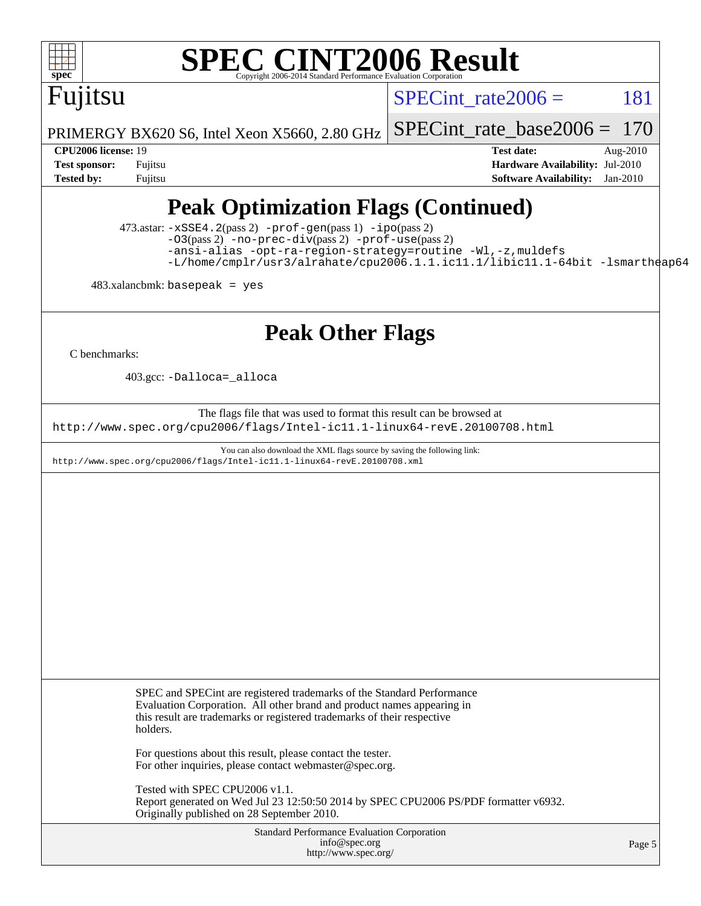# Peak Optimization Flags (Continued)

473.astar: -xSSE4.2(pass 2) -prof-gen(pass 1) -ipo(pass 2) -O3(pass 2) -no-prec-div(pass 2) -prof-use(pass 2) -ansi-alias -opt-ra-region-strategy=routine -Wl,-z,muldefs -L/home/cmplr/usr3/alrahate/cpu2006.1.1.ic11.1/libic11.1-64bit -lsmartheap64

483.xalancbmk: basepeak = yes

# Peak Other Flags

C benchmarks:

403.gcc: -Dalloca=_alloca

The flags file that was used to format this result can be browsed at
http://www.spec.org/cpu2006/flags/Intel-ic11.1-linux64-revE.20100708.html

You can also download the XML flags source by saving the following link:
http://www.spec.org/cpu2006/flags/Intel-ic11.1-linux64-revE.20100708.xml

SPEC and SPECint are registered trademarks of the Standard Performance Evaluation Corporation. All other brand and product names appearing in this result are trademarks or registered trademarks of their respective holders.

For questions about this result, please contact the tester.
For other inquiries, please contact webmaster@spec.org.

Tested with SPEC CPU2006 v1.1.
Report generated on Wed Jul 23 12:50:50 2014 by SPEC CPU2006 PS/PDF formatter v6932.
Originally published on 28 September 2010.